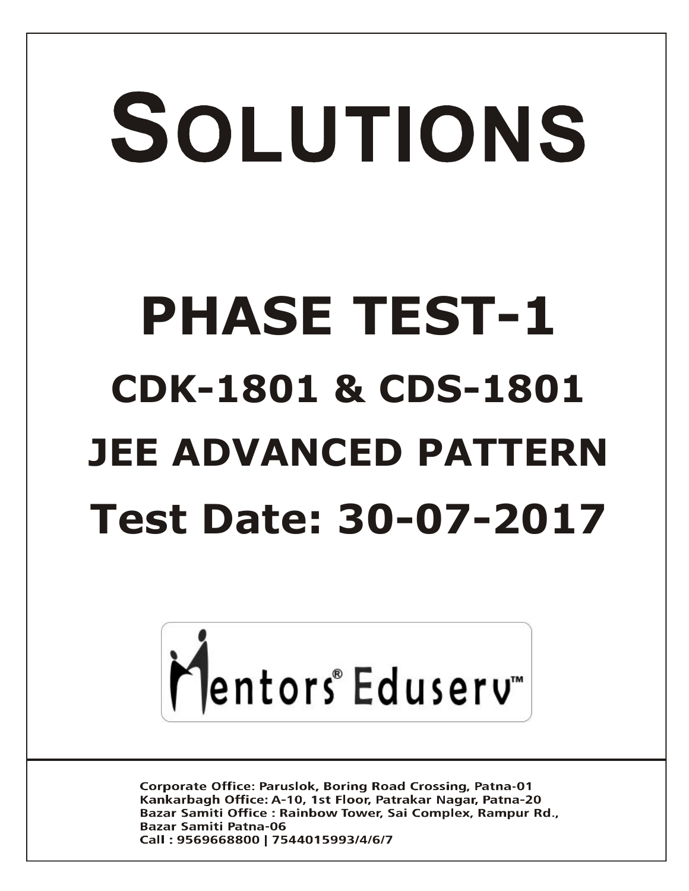# SOLUTIONS

# PHASE TEST-1

## CDK-1801 & CDS-1801

## JEE ADVANCED PATTERN

## Test Date: 30-07-2017

Mentors® Eduserv™

**Corporate Office: Paruslok, Boring Road Crossing, Patna-01**
**Kankarbagh Office: A-10, 1st Floor, Patrakar Nagar, Patna-20**
**Bazar Samiti Office : Rainbow Tower, Sai Complex, Rampur Rd., Bazar Samiti Patna-06**
**Call : 9569668800 | 7544015993/4/6/7**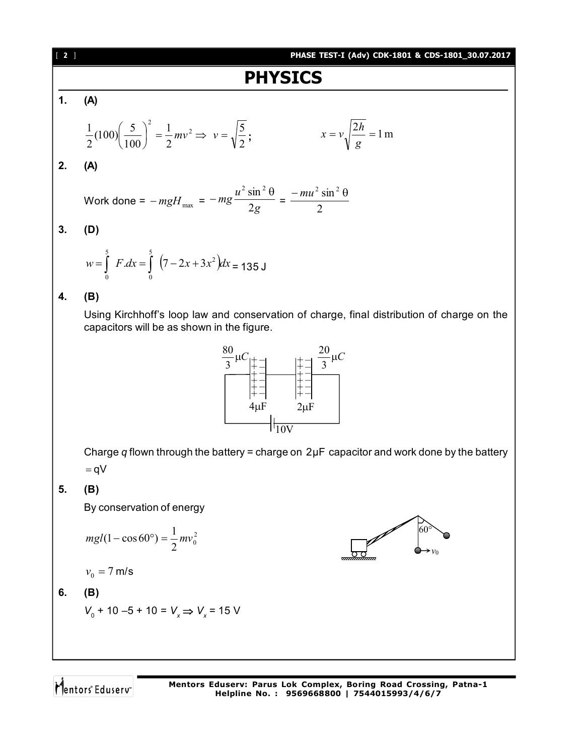# PHYSICS

**1. (A)**

$$\frac{1}{2}(100)\left(\frac{5}{100}\right)^2 = \frac{1}{2}mv^2 \Rightarrow v = \sqrt{\frac{5}{2}}; \qquad x = v\sqrt{\frac{2h}{g}} = 1\text{ m}$$

**2. (A)**

Work done = $-mgH_{max}$ = $-mg\dfrac{u^2\sin^2\theta}{2g}$ = $\dfrac{-mu^2\sin^2\theta}{2}$

**3. (D)**

$w = \int_0^5 F.dx = \int_0^5 \left(7 - 2x + 3x^2\right)dx$ = 135 J

**4. (B)**

Using Kirchhoff's loop law and conservation of charge, final distribution of charge on the capacitors will be as shown in the figure.

$\frac{80}{3}\mu C$ (4μF), $\frac{20}{3}\mu C$ (2μF), 10V

Charge $q$ flown through the battery = charge on 2μF capacitor and work done by the battery $=$ qV

**5. (B)**

By conservation of energy

$$mgl(1-\cos 60°) = \frac{1}{2}mv_0^2$$

$v_0 = 7$ m/s

**6. (B)**

$V_0 + 10 - 5 + 10 = V_x \Rightarrow V_x = 15$ V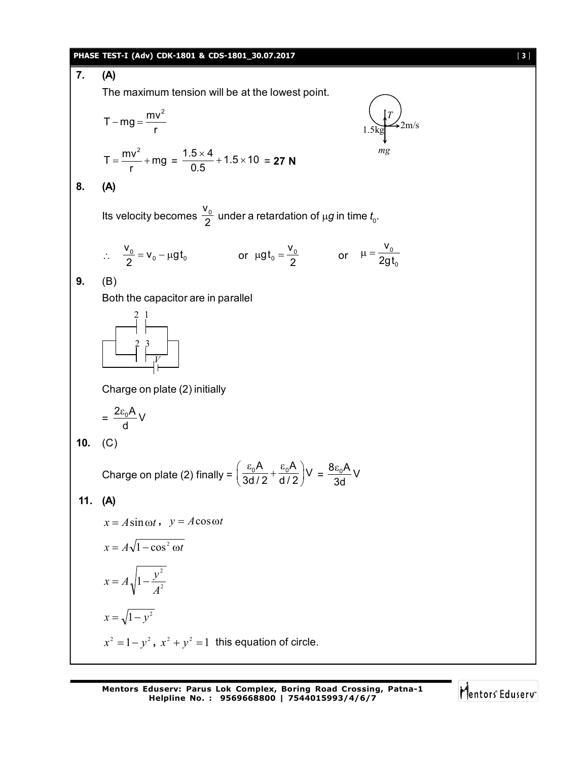**7. (A)**

The maximum tension will be at the lowest point.

$$T - mg = \frac{mv^2}{r}$$

$$T = \frac{mv^2}{r} + mg = \frac{1.5 \times 4}{0.5} + 1.5 \times 10 = \mathbf{27\ N}$$

**8. (A)**

Its velocity becomes $\frac{v_0}{2}$ under a retardation of $\mu g$ in time $t_0$.

$$\therefore \quad \frac{v_0}{2} = v_0 - \mu g t_0 \qquad \text{or} \quad \mu g t_0 = \frac{v_0}{2} \qquad \text{or} \quad \mu = \frac{v_0}{2 g t_0}$$

**9.** (B)

Both the capacitor are in parallel

Charge on plate (2) initially

$$= \frac{2\varepsilon_0 A}{d} V$$

**10.** (C)

Charge on plate (2) finally = $\left(\frac{\varepsilon_0 A}{3d/2} + \frac{\varepsilon_0 A}{d/2}\right)V = \frac{8\varepsilon_0 A}{3d} V$

**11. (A)**

$x = A\sin\omega t$, $y = A\cos\omega t$

$$x = A\sqrt{1 - \cos^2 \omega t}$$

$$x = A\sqrt{1 - \frac{y^2}{A^2}}$$

$$x = \sqrt{1 - y^2}$$

$x^2 = 1 - y^2$, $x^2 + y^2 = 1$ this equation of circle.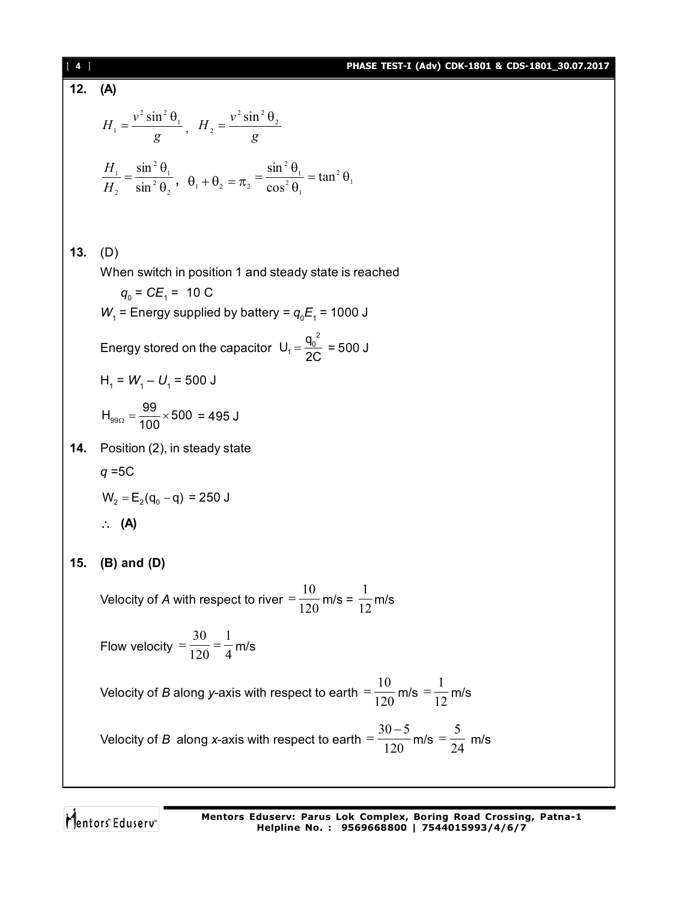**12.** **(A)**

$$H_1 = \frac{v^2 \sin^2 \theta_1}{g}, \quad H_2 = \frac{v^2 \sin^2 \theta_2}{g}$$

$$\frac{H_1}{H_2} = \frac{\sin^2 \theta_1}{\sin^2 \theta_2}, \quad \theta_1 + \theta_2 = \pi_2 = \frac{\sin^2 \theta_1}{\cos^2 \theta_1} = \tan^2 \theta_1$$

**13.** (D)

When switch in position 1 and steady state is reached

$q_0 = CE_1 =$ 10 C

$W_1$ = Energy supplied by battery = $q_0 E_1$ = 1000 J

Energy stored on the capacitor $U_1 = \frac{q_0^2}{2C}$ = 500 J

$H_1 = W_1 - U_1$ = 500 J

$H_{99\Omega} = \frac{99}{100} \times 500$ = 495 J

**14.** Position (2), in steady state

$q$ =5C

$W_2 = E_2(q_0 - q)$ = 250 J

$\therefore$ **(A)**

**15.** **(B) and (D)**

Velocity of $A$ with respect to river $= \frac{10}{120}$ m/s = $\frac{1}{12}$ m/s

Flow velocity $= \frac{30}{120} = \frac{1}{4}$ m/s

Velocity of $B$ along $y$-axis with respect to earth $= \frac{10}{120}$ m/s $= \frac{1}{12}$ m/s

Velocity of $B$ along $x$-axis with respect to earth $= \frac{30-5}{120}$ m/s $= \frac{5}{24}$ m/s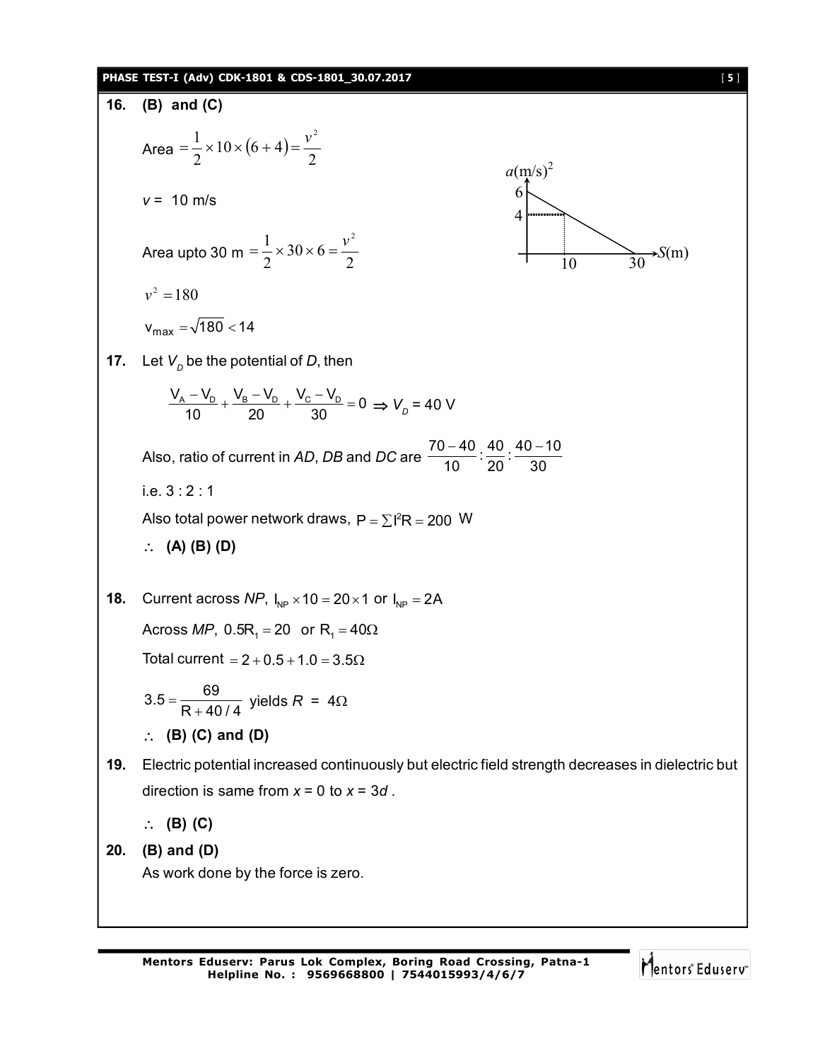**16.** **(B) and (C)**

Area $= \frac{1}{2} \times 10 \times (6+4) = \frac{v^2}{2}$

$v = 10$ m/s

Area upto 30 m $= \frac{1}{2} \times 30 \times 6 = \frac{v^2}{2}$

$v^2 = 180$

$v_{max} = \sqrt{180} < 14$

**17.** Let $V_D$ be the potential of $D$, then

$$\frac{V_A - V_D}{10} + \frac{V_B - V_D}{20} + \frac{V_C - V_D}{30} = 0 \Rightarrow V_D = 40 \text{ V}$$

Also, ratio of current in $AD$, $DB$ and $DC$ are $\frac{70-40}{10} : \frac{40}{20} : \frac{40-10}{30}$

i.e. 3 : 2 : 1

Also total power network draws, $P = \sum I^2R = 200$ W

$\therefore$ **(A) (B) (D)**

**18.** Current across $NP$, $I_{NP} \times 10 = 20 \times 1$ or $I_{NP} = 2A$

Across $MP$, $0.5R_1 = 20$ or $R_1 = 40\Omega$

Total current $= 2 + 0.5 + 1.0 = 3.5\Omega$

$3.5 = \frac{69}{R + 40/4}$ yields $R = 4\Omega$

$\therefore$ **(B) (C) and (D)**

**19.** Electric potential increased continuously but electric field strength decreases in dielectric but direction is same from $x = 0$ to $x = 3d$ .

$\therefore$ **(B) (C)**

**20.** **(B) and (D)**

As work done by the force is zero.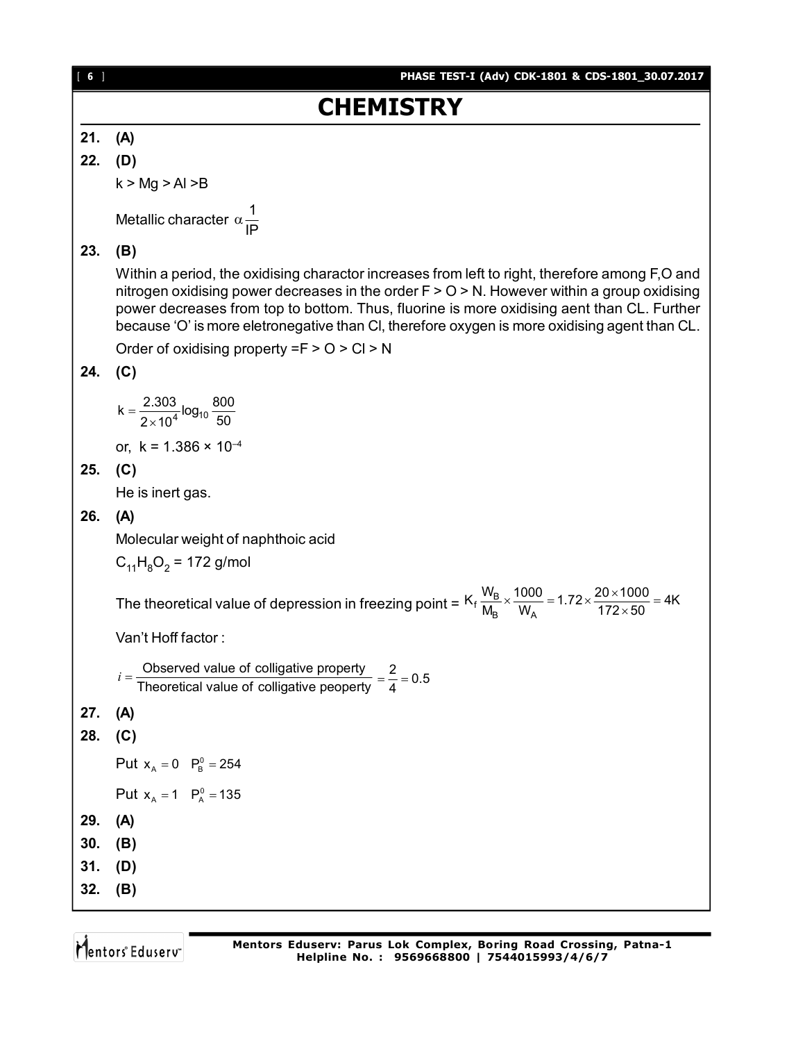# CHEMISTRY

**21. (A)**

**22. (D)**

k > Mg > Al >B

Metallic character $\alpha \frac{1}{IP}$

**23. (B)**

Within a period, the oxidising charactor increases from left to right, therefore among F,O and nitrogen oxidising power decreases in the order F > O > N. However within a group oxidising power decreases from top to bottom. Thus, fluorine is more oxidising aent than CL. Further because 'O' is more eletronegative than Cl, therefore oxygen is more oxidising agent than CL.

Order of oxidising property =F > O > Cl > N

**24. (C)**

$$k = \frac{2.303}{2 \times 10^4} \log_{10} \frac{800}{50}$$

or, $k = 1.386 \times 10^{-4}$

**25. (C)**

He is inert gas.

**26. (A)**

Molecular weight of naphthoic acid

$C_{11}H_8O_2$ = 172 g/mol

The theoretical value of depression in freezing point = $K_f \frac{W_B}{M_B} \times \frac{1000}{W_A} = 1.72 \times \frac{20 \times 1000}{172 \times 50} = 4K$

Van't Hoff factor :

$$i = \frac{\text{Observed value of colligative property}}{\text{Theoretical value of colligative peoperty}} = \frac{2}{4} = 0.5$$

**27. (A)**

**28. (C)**

Put $x_A = 0 \quad P_B^0 = 254$

Put $x_A = 1 \quad P_A^0 = 135$

**29. (A)**

**30. (B)**

**31. (D)**

**32. (B)**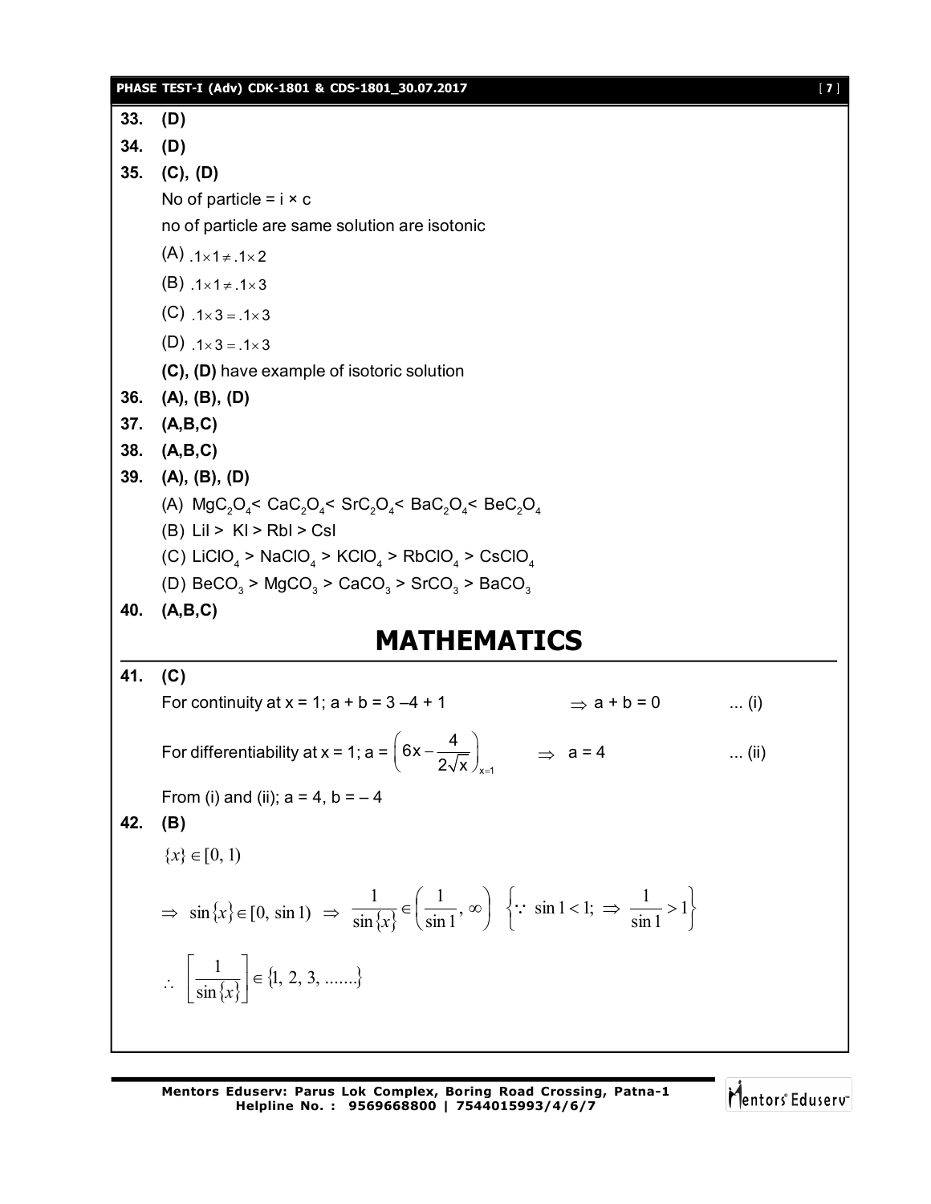**33.** **(D)**

**34.** **(D)**

**35.** **(C), (D)**

No of particle = i × c

no of particle are same solution are isotonic

(A) $.1 \times 1 \neq .1 \times 2$

(B) $.1 \times 1 \neq .1 \times 3$

(C) $.1 \times 3 = .1 \times 3$

(D) $.1 \times 3 = .1 \times 3$

**(C), (D)** have example of isotoric solution

**36.** **(A), (B), (D)**

**37.** **(A,B,C)**

**38.** **(A,B,C)**

**39.** **(A), (B), (D)**

(A) $MgC_2O_4 < CaC_2O_4 < SrC_2O_4 < BaC_2O_4 < BeC_2O_4$

(B) LiI > KI > RbI > CsI

(C) $LiClO_4 > NaClO_4 > KClO_4 > RbClO_4 > CsClO_4$

(D) $BeCO_3 > MgCO_3 > CaCO_3 > SrCO_3 > BaCO_3$

**40.** **(A,B,C)**

# MATHEMATICS

**41.** **(C)**

For continuity at x = 1; a + b = 3 –4 + 1 $\Rightarrow$ a + b = 0 ... (i)

For differentiability at x = 1; a = $\left(6x - \frac{4}{2\sqrt{x}}\right)_{x=1}$ $\Rightarrow$ a = 4 ... (ii)

From (i) and (ii); a = 4, b = – 4

**42.** **(B)**

$\{x\} \in [0, 1)$

$\Rightarrow \sin\{x\} \in [0, \sin 1) \Rightarrow \frac{1}{\sin\{x\}} \in \left(\frac{1}{\sin 1}, \infty\right) \quad \left\{\because \sin 1 < 1; \Rightarrow \frac{1}{\sin 1} > 1\right\}$

$\therefore \left[\frac{1}{\sin\{x\}}\right] \in \{1, 2, 3, .......\}$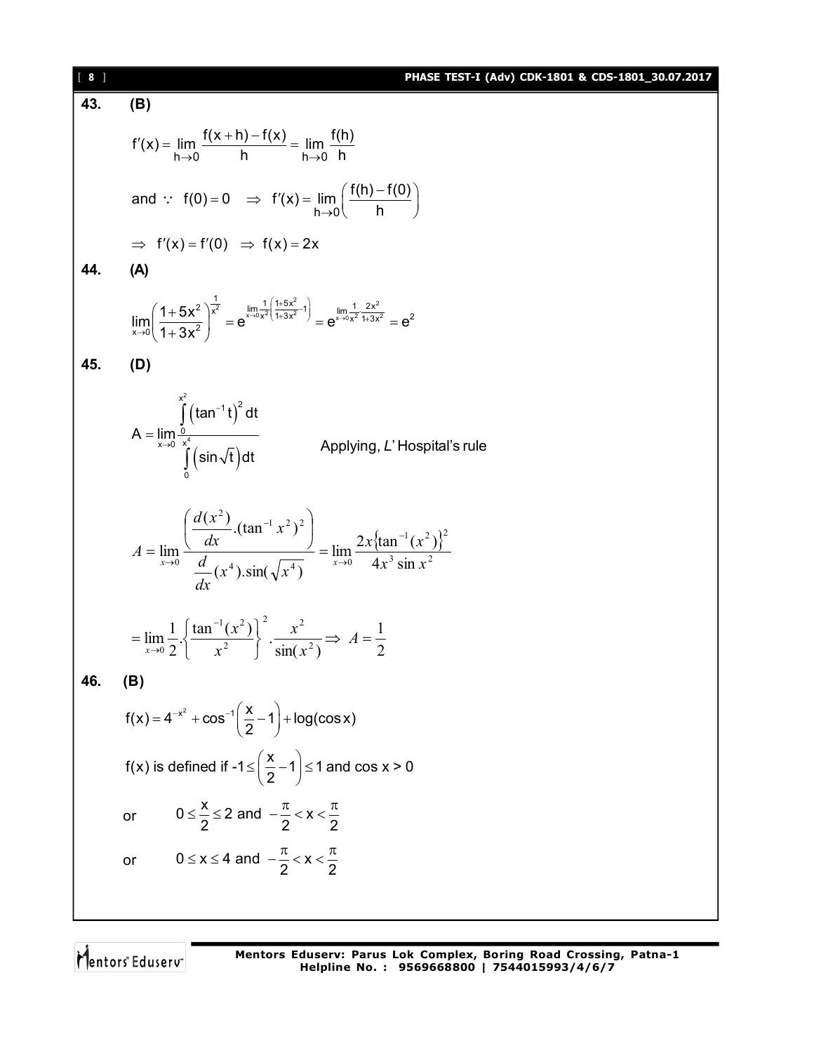**43. (B)**

$$f'(x) = \lim_{h\to 0} \frac{f(x+h)-f(x)}{h} = \lim_{h\to 0} \frac{f(h)}{h}$$

and $\because\ f(0)=0 \quad \Rightarrow\ f'(x) = \lim_{h\to 0}\left(\frac{f(h)-f(0)}{h}\right)$

$\Rightarrow\ f'(x) = f'(0)\ \Rightarrow\ f(x) = 2x$

**44. (A)**

$$\lim_{x\to 0}\left(\frac{1+5x^2}{1+3x^2}\right)^{\frac{1}{x^2}} = e^{\lim\limits_{x\to 0}\frac{1}{x^2}\left(\frac{1+5x^2}{1+3x^2}-1\right)} = e^{\lim\limits_{x\to 0}\frac{1}{x^2}\cdot\frac{2x^2}{1+3x^2}} = e^2$$

**45. (D)**

$$A = \lim_{x\to 0}\frac{\int_0^{x^2}\left(\tan^{-1}t\right)^2 dt}{\int_0^{x^4}\left(\sin\sqrt{t}\right)dt}$$

Applying, *L'* Hospital's rule

$$A = \lim_{x\to 0}\frac{\left(\frac{d(x^2)}{dx}.(\tan^{-1}x^2)^2\right)}{\frac{d}{dx}(x^4).\sin(\sqrt{x^4})} = \lim_{x\to 0}\frac{2x\{\tan^{-1}(x^2)\}^2}{4x^3\sin x^2}$$

$$= \lim_{x\to 0}\frac{1}{2}.\left\{\frac{\tan^{-1}(x^2)}{x^2}\right\}^2.\frac{x^2}{\sin(x^2)} \Rightarrow\ A = \frac{1}{2}$$

**46. (B)**

$$f(x) = 4^{-x^2} + \cos^{-1}\left(\frac{x}{2}-1\right) + \log(\cos x)$$

f(x) is defined if $-1 \le \left(\frac{x}{2}-1\right) \le 1$ and $\cos x > 0$

or $\quad 0 \le \frac{x}{2} \le 2$ and $-\frac{\pi}{2} < x < \frac{\pi}{2}$

or $\quad 0 \le x \le 4$ and $-\frac{\pi}{2} < x < \frac{\pi}{2}$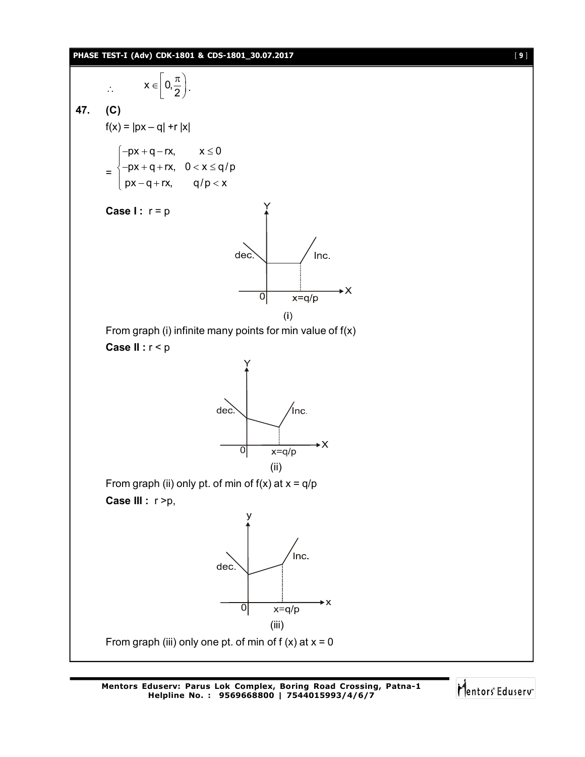$\therefore \quad x \in \left[0, \frac{\pi}{2}\right).$

**47. (C)**

$f(x) = |px - q| + r\,|x|$

$$= \begin{cases} -px + q - rx, & x \le 0 \\ -px + q + rx, & 0 < x \le q/p \\ px - q + rx, & q/p < x \end{cases}$$

**Case I :** $r = p$

(i)

From graph (i) infinite many points for min value of f(x)

**Case II :** $r < p$

(ii)

From graph (ii) only pt. of min of f(x) at $x = q/p$

**Case III :** $r > p$,

(iii)

From graph (iii) only one pt. of min of f (x) at $x = 0$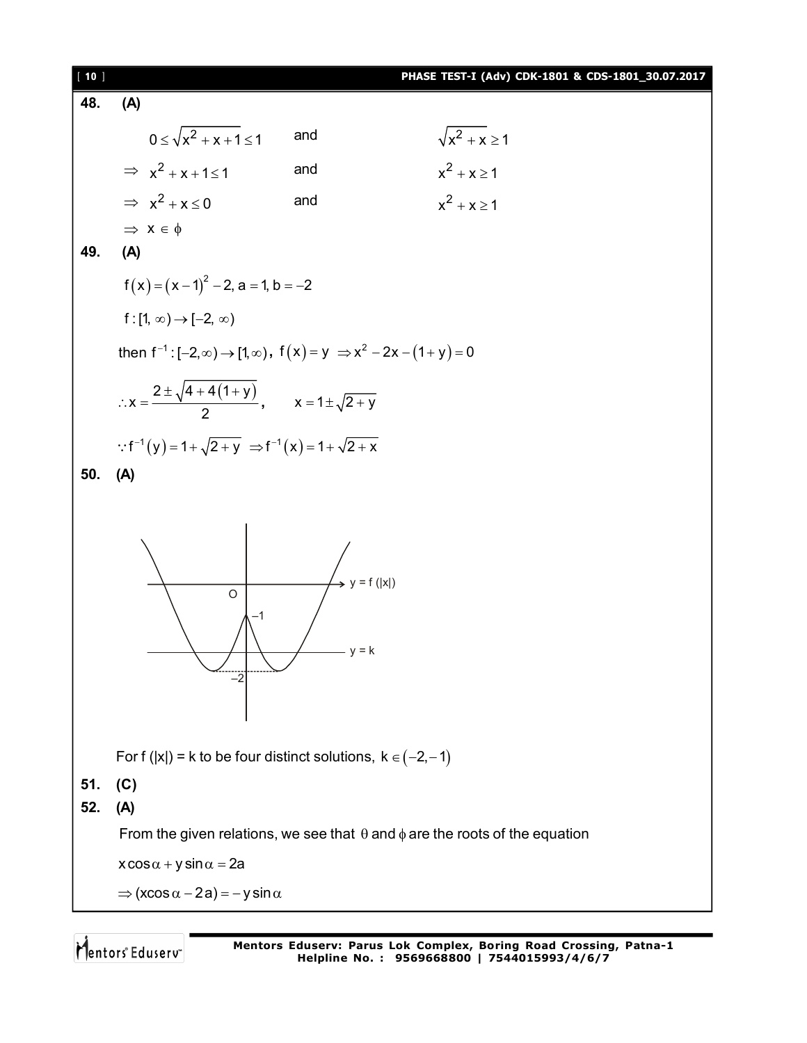**48. (A)**

$0 \le \sqrt{x^2 + x + 1} \le 1$ and $\sqrt{x^2 + x} \ge 1$

$\Rightarrow x^2 + x + 1 \le 1$ and $x^2 + x \ge 1$

$\Rightarrow x^2 + x \le 0$ and $x^2 + x \ge 1$

$\Rightarrow x \in \phi$

**49. (A)**

$f(x) = (x-1)^2 - 2, a = 1, b = -2$

$f : [1, \infty) \to [-2, \infty)$

then $f^{-1} : [-2, \infty) \to [1, \infty)$, $f(x) = y \Rightarrow x^2 - 2x - (1+y) = 0$

$\therefore x = \dfrac{2 \pm \sqrt{4 + 4(1+y)}}{2}$, $\quad x = 1 \pm \sqrt{2+y}$

$\because f^{-1}(y) = 1 + \sqrt{2+y} \Rightarrow f^{-1}(x) = 1 + \sqrt{2+x}$

**50. (A)**

For f (|x|) = k to be four distinct solutions, $k \in (-2, -1)$

**51. (C)**

**52. (A)**

From the given relations, we see that $\theta$ and $\phi$ are the roots of the equation

$x \cos\alpha + y \sin\alpha = 2a$

$\Rightarrow (x\cos\alpha - 2a) = -y\sin\alpha$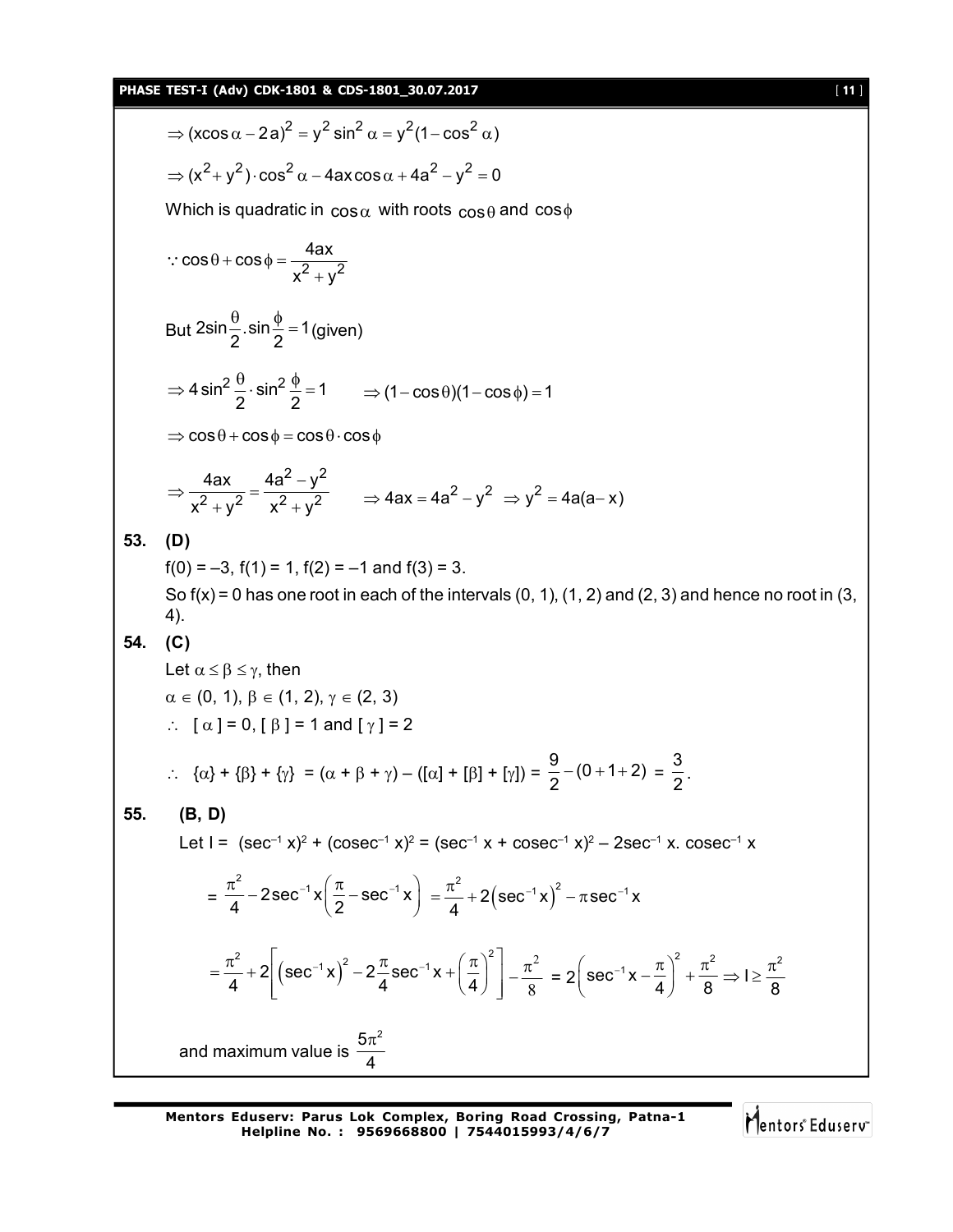$$\Rightarrow (x\cos\alpha - 2a)^2 = y^2\sin^2\alpha = y^2(1-\cos^2\alpha)$$

$$\Rightarrow (x^2+y^2)\cdot\cos^2\alpha - 4ax\cos\alpha + 4a^2 - y^2 = 0$$

Which is quadratic in $\cos\alpha$ with roots $\cos\theta$ and $\cos\phi$

$$\because \cos\theta + \cos\phi = \frac{4ax}{x^2+y^2}$$

But $2\sin\frac{\theta}{2}.\sin\frac{\phi}{2} = 1$ (given)

$$\Rightarrow 4\sin^2\frac{\theta}{2}\cdot\sin^2\frac{\phi}{2} = 1 \qquad \Rightarrow (1-\cos\theta)(1-\cos\phi) = 1$$

$$\Rightarrow \cos\theta + \cos\phi = \cos\theta\cdot\cos\phi$$

$$\Rightarrow \frac{4ax}{x^2+y^2} = \frac{4a^2-y^2}{x^2+y^2} \qquad \Rightarrow 4ax = 4a^2 - y^2 \ \Rightarrow y^2 = 4a(a-x)$$

**53. (D)**

$f(0) = -3$, $f(1) = 1$, $f(2) = -1$ and $f(3) = 3$.

So $f(x) = 0$ has one root in each of the intervals (0, 1), (1, 2) and (2, 3) and hence no root in (3, 4).

**54. (C)**

Let $\alpha \le \beta \le \gamma$, then

$\alpha \in (0, 1)$, $\beta \in (1, 2)$, $\gamma \in (2, 3)$

$\therefore$ $[\alpha] = 0$, $[\beta] = 1$ and $[\gamma] = 2$

$\therefore$ $\{\alpha\} + \{\beta\} + \{\gamma\} = (\alpha + \beta + \gamma) - ([\alpha] + [\beta] + [\gamma]) = \frac{9}{2} - (0+1+2) = \frac{3}{2}$.

**55. (B, D)**

Let $I = (\sec^{-1}x)^2 + (\text{cosec}^{-1}x)^2 = (\sec^{-1}x + \text{cosec}^{-1}x)^2 - 2\sec^{-1}x.\,\text{cosec}^{-1}x$

$$= \frac{\pi^2}{4} - 2\sec^{-1}x\left(\frac{\pi}{2} - \sec^{-1}x\right) = \frac{\pi^2}{4} + 2\left(\sec^{-1}x\right)^2 - \pi\sec^{-1}x$$

$$= \frac{\pi^2}{4} + 2\left[\left(\sec^{-1}x\right)^2 - 2\frac{\pi}{4}\sec^{-1}x + \left(\frac{\pi}{4}\right)^2\right] - \frac{\pi^2}{8} = 2\left(\sec^{-1}x - \frac{\pi}{4}\right)^2 + \frac{\pi^2}{8} \Rightarrow I \ge \frac{\pi^2}{8}$$

and maximum value is $\frac{5\pi^2}{4}$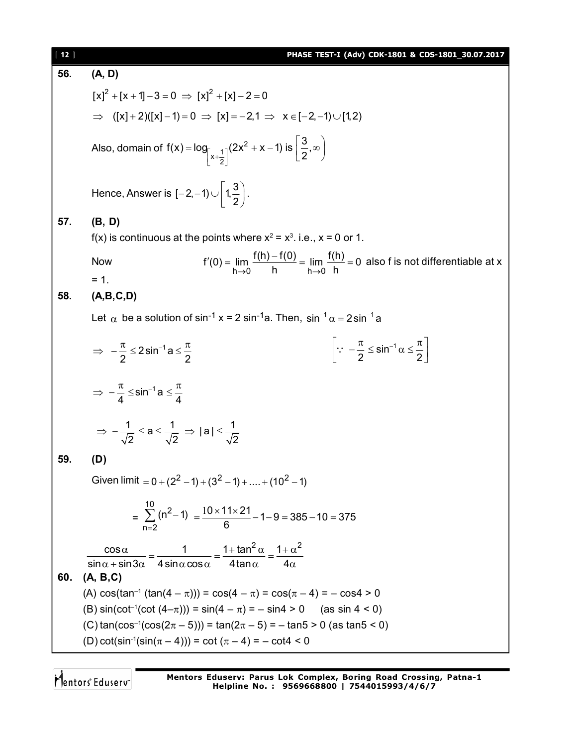**56. (A, D)**

$[x]^2 + [x+1] - 3 = 0 \Rightarrow [x]^2 + [x] - 2 = 0$

$\Rightarrow \ ([x]+2)([x]-1) = 0 \Rightarrow [x] = -2, 1 \Rightarrow \ x \in [-2,-1) \cup [1,2)$

Also, domain of $f(x) = \log_{\left[x+\frac{1}{2}\right]}(2x^2 + x - 1)$ is $\left[\frac{3}{2}, \infty\right)$

Hence, Answer is $[-2,-1) \cup \left[1, \frac{3}{2}\right)$.

**57. (B, D)**

f(x) is continuous at the points where $x^2 = x^3$. i.e., x = 0 or 1.

Now $f'(0) = \lim\limits_{h \to 0} \frac{f(h) - f(0)}{h} = \lim\limits_{h \to 0} \frac{f(h)}{h} = 0$ also f is not differentiable at x = 1.

**58. (A,B,C,D)**

Let $\alpha$ be a solution of $\sin^{-1} x = 2\sin^{-1} a$. Then, $\sin^{-1}\alpha = 2\sin^{-1} a$

$\Rightarrow \ -\frac{\pi}{2} \le 2\sin^{-1} a \le \frac{\pi}{2}$ $\qquad \left[\because \ -\frac{\pi}{2} \le \sin^{-1}\alpha \le \frac{\pi}{2}\right]$

$\Rightarrow \ -\frac{\pi}{4} \le \sin^{-1} a \le \frac{\pi}{4}$

$\Rightarrow \ -\frac{1}{\sqrt{2}} \le a \le \frac{1}{\sqrt{2}} \Rightarrow |a| \le \frac{1}{\sqrt{2}}$

**59. (D)**

Given limit $= 0 + (2^2 - 1) + (3^2 - 1) + .... + (10^2 - 1)$

$$= \sum_{n=2}^{10} (n^2 - 1) = \frac{10 \times 11 \times 21}{6} - 1 - 9 = 385 - 10 = 375$$

$$\frac{\cos\alpha}{\sin\alpha + \sin 3\alpha} = \frac{1}{4\sin\alpha\cos\alpha} = \frac{1 + \tan^2\alpha}{4\tan\alpha} = \frac{1+\alpha^2}{4\alpha}$$

**60. (A, B,C)**

(A) $\cos(\tan^{-1}(\tan(4 - \pi))) = \cos(4 - \pi) = \cos(\pi - 4) = -\cos 4 > 0$

(B) $\sin(\cot^{-1}(\cot(4 - \pi))) = \sin(4 - \pi) = -\sin 4 > 0$ (as $\sin 4 < 0$)

(C) $\tan(\cos^{-1}(\cos(2\pi - 5))) = \tan(2\pi - 5) = -\tan 5 > 0$ (as $\tan 5 < 0$)

(D) $\cot(\sin^{-1}(\sin(\pi - 4))) = \cot(\pi - 4) = -\cot 4 < 0$